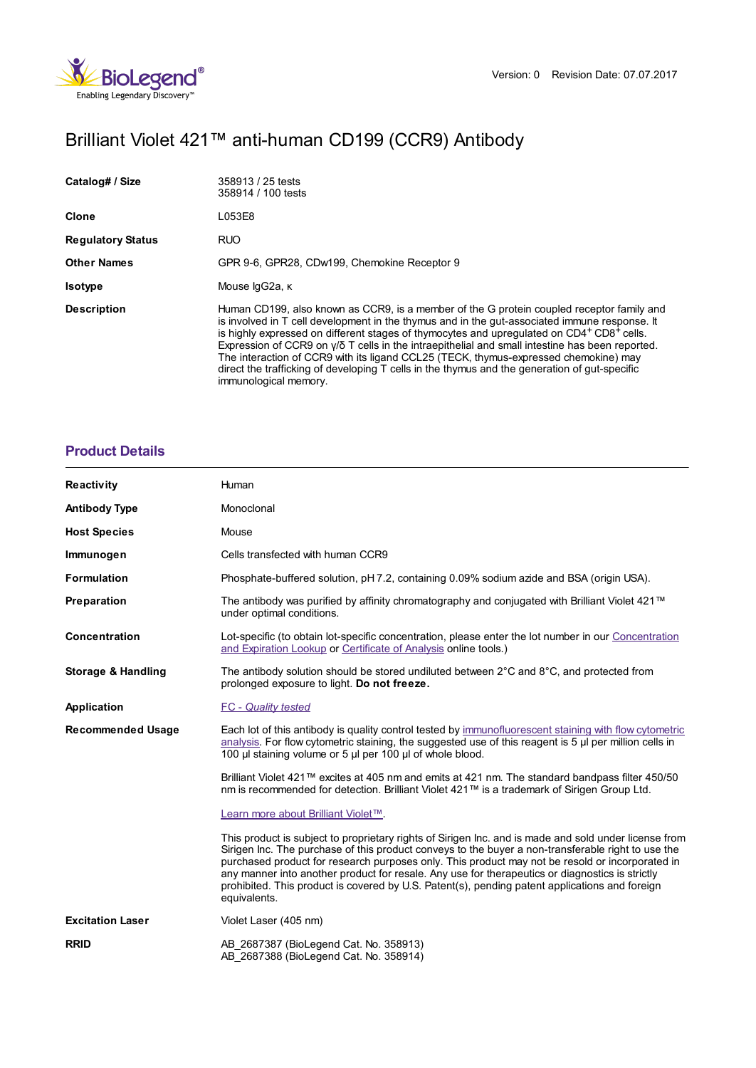Version: 0 Revision Date: 07.07.2017

# Brilliant Violet 421™ anti-human CD199 (CCR9) Antibody

| | |
|---|---|
| **Catalog# / Size** | 358913 / 25 tests<br>358914 / 100 tests |
| **Clone** | L053E8 |
| **Regulatory Status** | RUO |
| **Other Names** | GPR 9-6, GPR28, CDw199, Chemokine Receptor 9 |
| **Isotype** | Mouse IgG2a, κ |
| **Description** | Human CD199, also known as CCR9, is a member of the G protein coupled receptor family and is involved in T cell development in the thymus and in the gut-associated immune response. It is highly expressed on different stages of thymocytes and upregulated on $CD4^+$ $CD8^+$ cells. Expression of CCR9 on γ/δ T cells in the intraepithelial and small intestine has been reported. The interaction of CCR9 with its ligand CCL25 (TECK, thymus-expressed chemokine) may direct the trafficking of developing T cells in the thymus and the generation of gut-specific immunological memory. |

## Product Details

| | |
|---|---|
| **Reactivity** | Human |
| **Antibody Type** | Monoclonal |
| **Host Species** | Mouse |
| **Immunogen** | Cells transfected with human CCR9 |
| **Formulation** | Phosphate-buffered solution, pH 7.2, containing 0.09% sodium azide and BSA (origin USA). |
| **Preparation** | The antibody was purified by affinity chromatography and conjugated with Brilliant Violet 421™ under optimal conditions. |
| **Concentration** | Lot-specific (to obtain lot-specific concentration, please enter the lot number in our Concentration and Expiration Lookup or Certificate of Analysis online tools.) |
| **Storage & Handling** | The antibody solution should be stored undiluted between 2°C and 8°C, and protected from prolonged exposure to light. **Do not freeze.** |
| **Application** | *FC - Quality tested* |
| **Recommended Usage** | Each lot of this antibody is quality control tested by immunofluorescent staining with flow cytometric analysis. For flow cytometric staining, the suggested use of this reagent is 5 µl per million cells in 100 µl staining volume or 5 µl per 100 µl of whole blood.<br><br>Brilliant Violet 421™ excites at 405 nm and emits at 421 nm. The standard bandpass filter 450/50 nm is recommended for detection. Brilliant Violet 421™ is a trademark of Sirigen Group Ltd.<br><br>Learn more about Brilliant Violet™.<br><br>This product is subject to proprietary rights of Sirigen Inc. and is made and sold under license from Sirigen Inc. The purchase of this product conveys to the buyer a non-transferable right to use the purchased product for research purposes only. This product may not be resold or incorporated in any manner into another product for resale. Any use for therapeutics or diagnostics is strictly prohibited. This product is covered by U.S. Patent(s), pending patent applications and foreign equivalents. |
| **Excitation Laser** | Violet Laser (405 nm) |
| **RRID** | AB_2687387 (BioLegend Cat. No. 358913)<br>AB_2687388 (BioLegend Cat. No. 358914) |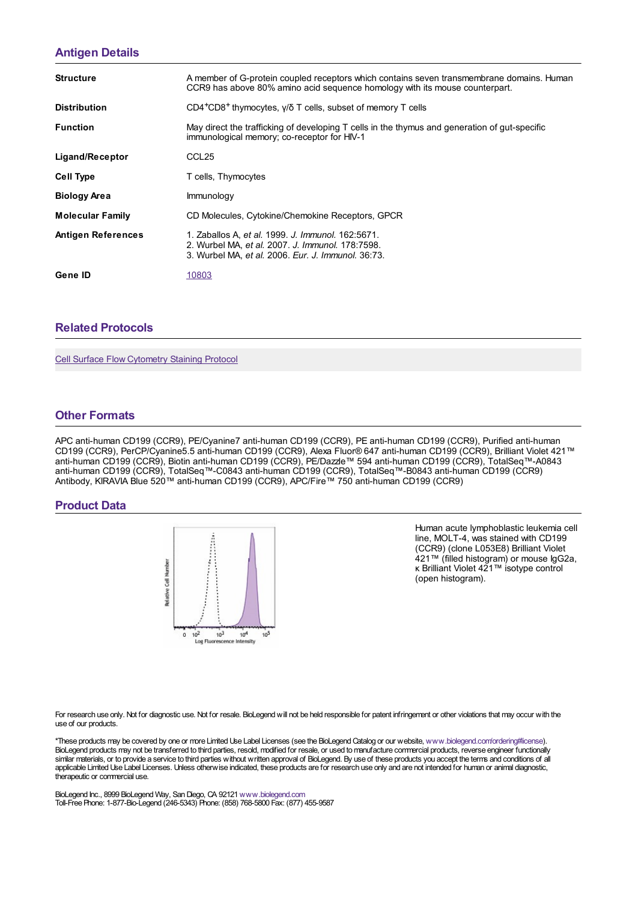## Antigen Details

| | |
|---|---|
| **Structure** | A member of G-protein coupled receptors which contains seven transmembrane domains. Human CCR9 has above 80% amino acid sequence homology with its mouse counterpart. |
| **Distribution** | $CD4^+CD8^+$ thymocytes, γ/δ T cells, subset of memory T cells |
| **Function** | May direct the trafficking of developing T cells in the thymus and generation of gut-specific immunological memory; co-receptor for HIV-1 |
| **Ligand/Receptor** | CCL25 |
| **Cell Type** | T cells, Thymocytes |
| **Biology Area** | Immunology |
| **Molecular Family** | CD Molecules, Cytokine/Chemokine Receptors, GPCR |
| **Antigen References** | 1. Zaballos A, *et al.* 1999. *J. Immunol.* 162:5671.<br>2. Wurbel MA, *et al.* 2007. *J. Immunol.* 178:7598.<br>3. Wurbel MA, *et al.* 2006. *Eur. J. Immunol.* 36:73. |
| **Gene ID** | 10803 |

## Related Protocols

Cell Surface Flow Cytometry Staining Protocol

## Other Formats

APC anti-human CD199 (CCR9), PE/Cyanine7 anti-human CD199 (CCR9), PE anti-human CD199 (CCR9), Purified anti-human CD199 (CCR9), PerCP/Cyanine5.5 anti-human CD199 (CCR9), Alexa Fluor® 647 anti-human CD199 (CCR9), Brilliant Violet 421™ anti-human CD199 (CCR9), Biotin anti-human CD199 (CCR9), PE/Dazzle™ 594 anti-human CD199 (CCR9), TotalSeq™-A0843 anti-human CD199 (CCR9), TotalSeq™-C0843 anti-human CD199 (CCR9), TotalSeq™-B0843 anti-human CD199 (CCR9) Antibody, KIRAVIA Blue 520™ anti-human CD199 (CCR9), APC/Fire™ 750 anti-human CD199 (CCR9)

## Product Data

Relative Cell Number

0
$10^2$
$10^3$
$10^4$
$10^5$
Log Fluorescence Intensity

Human acute lymphoblastic leukemia cell line, MOLT-4, was stained with CD199 (CCR9) (clone L053E8) Brilliant Violet 421™ (filled histogram) or mouse IgG2a, κ Brilliant Violet 421™ isotype control (open histogram).

For research use only. Not for diagnostic use. Not for resale. BioLegend will not be held responsible for patent infringement or other violations that may occur with the use of our products.

*These products may be covered by one or more Limited Use Label Licenses (see the BioLegend Catalog or our website, www.biolegend.com/ordering#license). BioLegend products may not be transferred to third parties, resold, modified for resale, or used to manufacture commercial products, reverse engineer functionally similar materials, or to provide a service to third parties without written approval of BioLegend. By use of these products you accept the terms and conditions of all applicable Limited Use Label Licenses. Unless otherwise indicated, these products are for research use only and are not intended for human or animal diagnostic, therapeutic or commercial use.

BioLegend Inc., 8999 BioLegend Way, San Diego, CA 92121 www.biolegend.com
Toll-Free Phone: 1-877-Bio-Legend (246-5343) Phone: (858) 768-5800 Fax: (877) 455-9587